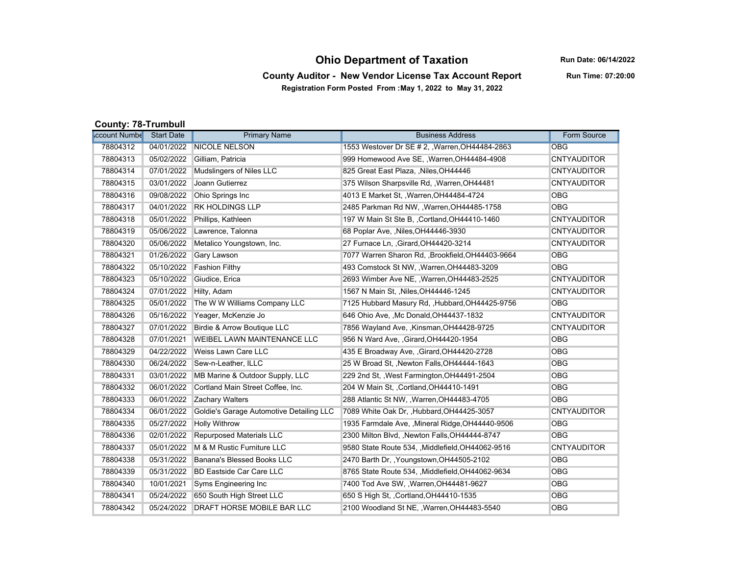# Ohio Department of Taxation

Run Date: 06/14/2022

## County Auditor - New Vendor License Tax Account Report

Run Time: 07:20:00

**Registration Form Posted From :May 1, 2022 to May 31, 2022**

**County: 78-Trumbull**

| Account Number | Start Date | Primary Name | Business Address | Form Source |
|---|---|---|---|---|
| 78804312 | 04/01/2022 | NICOLE NELSON | 1553 Westover Dr SE # 2, ,Warren,OH44484-2863 | OBG |
| 78804313 | 05/02/2022 | Gilliam, Patricia | 999 Homewood Ave SE, ,Warren,OH44484-4908 | CNTYAUDITOR |
| 78804314 | 07/01/2022 | Mudslingers of Niles LLC | 825 Great East Plaza, ,Niles,OH44446 | CNTYAUDITOR |
| 78804315 | 03/01/2022 | Joann Gutierrez | 375 Wilson Sharpsville Rd, ,Warren,OH44481 | CNTYAUDITOR |
| 78804316 | 09/08/2022 | Ohio Springs Inc | 4013 E Market St, ,Warren,OH44484-4724 | OBG |
| 78804317 | 04/01/2022 | RK HOLDINGS LLP | 2485 Parkman Rd NW, ,Warren,OH44485-1758 | OBG |
| 78804318 | 05/01/2022 | Phillips, Kathleen | 197 W Main St Ste B, ,Cortland,OH44410-1460 | CNTYAUDITOR |
| 78804319 | 05/06/2022 | Lawrence, Talonna | 68 Poplar Ave, ,Niles,OH44446-3930 | CNTYAUDITOR |
| 78804320 | 05/06/2022 | Metalico Youngstown, Inc. | 27 Furnace Ln, ,Girard,OH44420-3214 | CNTYAUDITOR |
| 78804321 | 01/26/2022 | Gary Lawson | 7077 Warren Sharon Rd, ,Brookfield,OH44403-9664 | OBG |
| 78804322 | 05/10/2022 | Fashion Filthy | 493 Comstock St NW, ,Warren,OH44483-3209 | OBG |
| 78804323 | 05/10/2022 | Giudice, Erica | 2693 Wimber Ave NE, ,Warren,OH44483-2525 | CNTYAUDITOR |
| 78804324 | 07/01/2022 | Hilty, Adam | 1567 N Main St, ,Niles,OH44446-1245 | CNTYAUDITOR |
| 78804325 | 05/01/2022 | The W W Williams Company LLC | 7125 Hubbard Masury Rd, ,Hubbard,OH44425-9756 | OBG |
| 78804326 | 05/16/2022 | Yeager, McKenzie Jo | 646 Ohio Ave, ,Mc Donald,OH44437-1832 | CNTYAUDITOR |
| 78804327 | 07/01/2022 | Birdie & Arrow Boutique LLC | 7856 Wayland Ave, ,Kinsman,OH44428-9725 | CNTYAUDITOR |
| 78804328 | 07/01/2021 | WEIBEL LAWN MAINTENANCE LLC | 956 N Ward Ave, ,Girard,OH44420-1954 | OBG |
| 78804329 | 04/22/2022 | Weiss Lawn Care LLC | 435 E Broadway Ave, ,Girard,OH44420-2728 | OBG |
| 78804330 | 06/24/2022 | Sew-n-Leather, ILLC | 25 W Broad St, ,Newton Falls,OH44444-1643 | OBG |
| 78804331 | 03/01/2022 | MB Marine & Outdoor Supply, LLC | 229 2nd St, ,West Farmington,OH44491-2504 | OBG |
| 78804332 | 06/01/2022 | Cortland Main Street Coffee, Inc. | 204 W Main St, ,Cortland,OH44410-1491 | OBG |
| 78804333 | 06/01/2022 | Zachary Walters | 288 Atlantic St NW, ,Warren,OH44483-4705 | OBG |
| 78804334 | 06/01/2022 | Goldie's Garage Automotive Detailing LLC | 7089 White Oak Dr, ,Hubbard,OH44425-3057 | CNTYAUDITOR |
| 78804335 | 05/27/2022 | Holly Withrow | 1935 Farmdale Ave, ,Mineral Ridge,OH44440-9506 | OBG |
| 78804336 | 02/01/2022 | Repurposed Materials LLC | 2300 Milton Blvd, ,Newton Falls,OH44444-8747 | OBG |
| 78804337 | 05/01/2022 | M & M Rustic Furniture LLC | 9580 State Route 534, ,Middlefield,OH44062-9516 | CNTYAUDITOR |
| 78804338 | 05/31/2022 | Banana's Blessed Books LLC | 2470 Barth Dr, ,Youngstown,OH44505-2102 | OBG |
| 78804339 | 05/31/2022 | BD Eastside Car Care LLC | 8765 State Route 534, ,Middlefield,OH44062-9634 | OBG |
| 78804340 | 10/01/2021 | Syms Engineering Inc | 7400 Tod Ave SW, ,Warren,OH44481-9627 | OBG |
| 78804341 | 05/24/2022 | 650 South High Street LLC | 650 S High St, ,Cortland,OH44410-1535 | OBG |
| 78804342 | 05/24/2022 | DRAFT HORSE MOBILE BAR LLC | 2100 Woodland St NE, ,Warren,OH44483-5540 | OBG |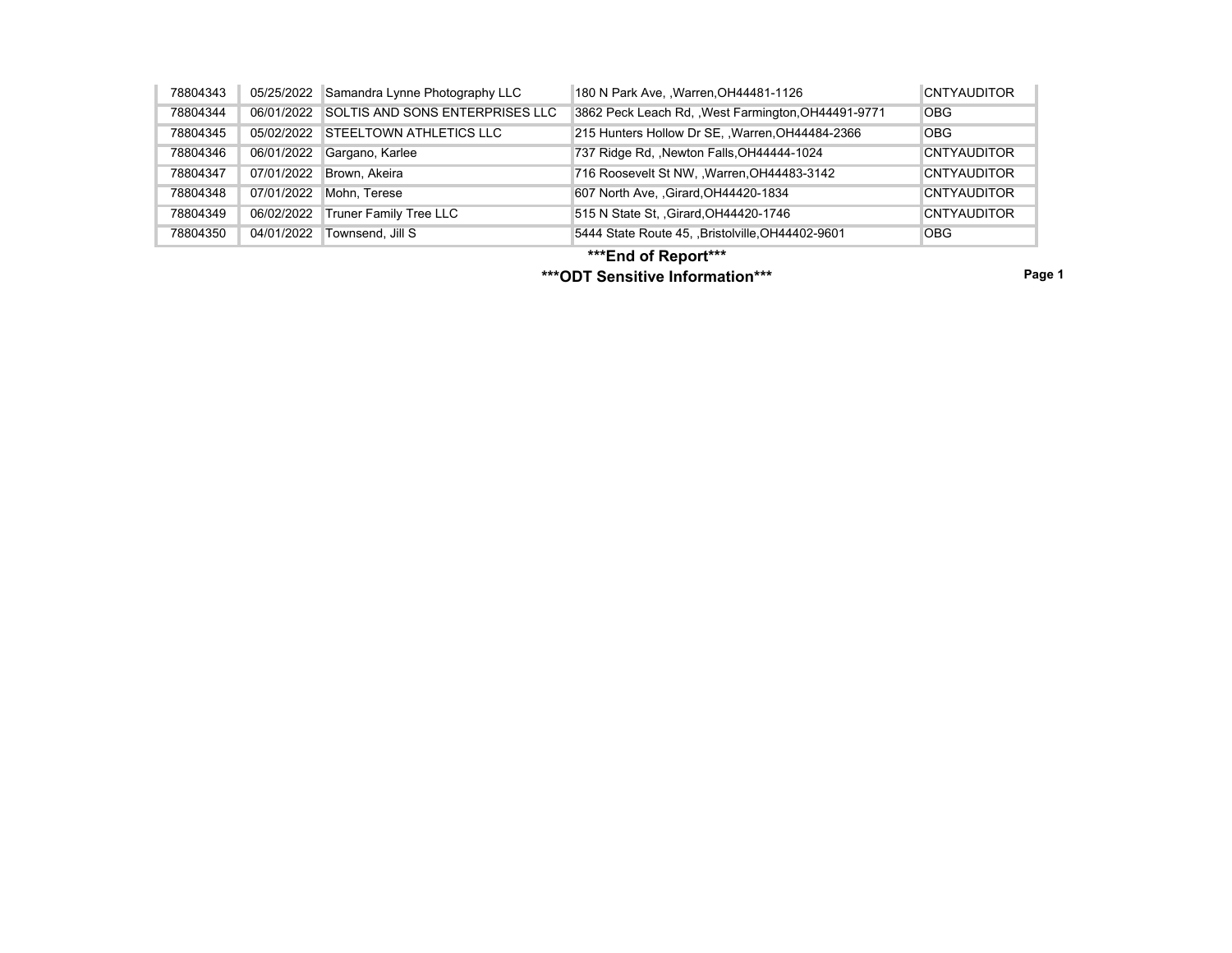| | | | | |
|---|---|---|---|---|
| 78804343 | 05/25/2022 | Samandra Lynne Photography LLC | 180 N Park Ave, ,Warren,OH44481-1126 | CNTYAUDITOR |
| 78804344 | 06/01/2022 | SOLTIS AND SONS ENTERPRISES LLC | 3862 Peck Leach Rd, ,West Farmington,OH44491-9771 | OBG |
| 78804345 | 05/02/2022 | STEELTOWN ATHLETICS LLC | 215 Hunters Hollow Dr SE, ,Warren,OH44484-2366 | OBG |
| 78804346 | 06/01/2022 | Gargano, Karlee | 737 Ridge Rd, ,Newton Falls,OH44444-1024 | CNTYAUDITOR |
| 78804347 | 07/01/2022 | Brown, Akeira | 716 Roosevelt St NW, ,Warren,OH44483-3142 | CNTYAUDITOR |
| 78804348 | 07/01/2022 | Mohn, Terese | 607 North Ave, ,Girard,OH44420-1834 | CNTYAUDITOR |
| 78804349 | 06/02/2022 | Truner Family Tree LLC | 515 N State St, ,Girard,OH44420-1746 | CNTYAUDITOR |
| 78804350 | 04/01/2022 | Townsend, Jill S | 5444 State Route 45, ,Bristolville,OH44402-9601 | OBG |

**\*\*\*End of Report\*\*\***

**\*\*\*ODT Sensitive Information\*\*\***